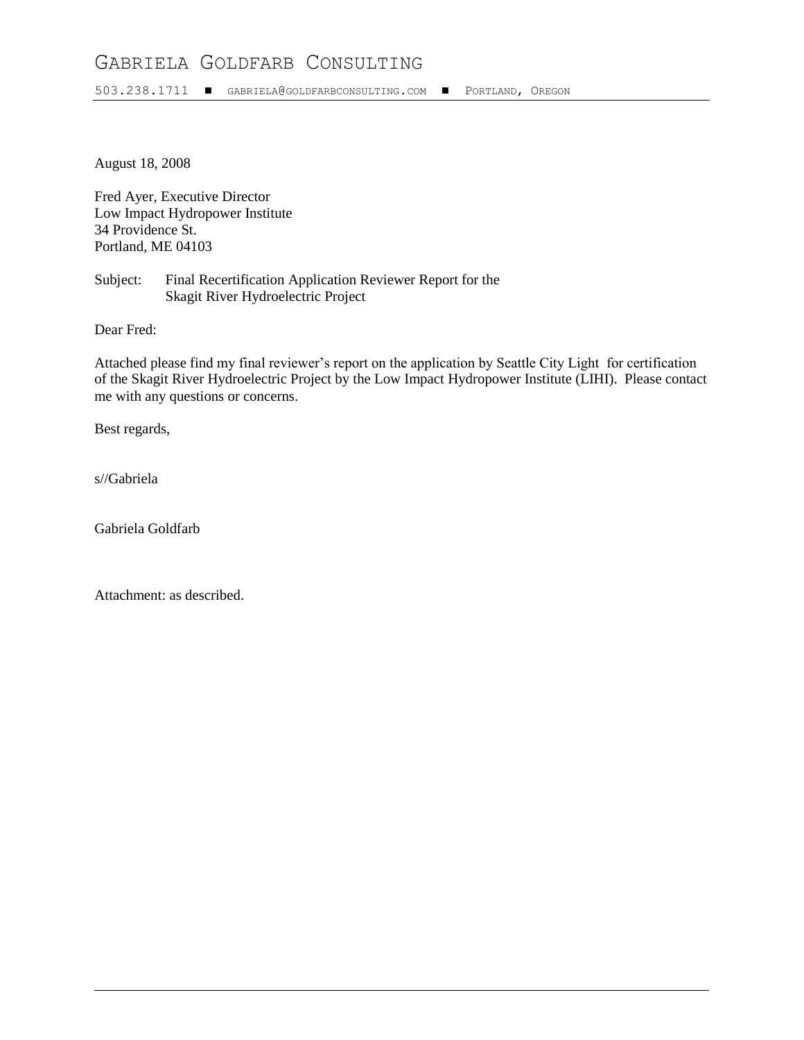# GABRIELA GOLDFARB CONSULTING

503.238.1711 ■ GABRIELA@GOLDFARBCONSULTING.COM ■ PORTLAND, OREGON

August 18, 2008

Fred Ayer, Executive Director
Low Impact Hydropower Institute
34 Providence St.
Portland, ME 04103

Subject: Final Recertification Application Reviewer Report for the Skagit River Hydroelectric Project

Dear Fred:

Attached please find my final reviewer's report on the application by Seattle City Light for certification of the Skagit River Hydroelectric Project by the Low Impact Hydropower Institute (LIHI). Please contact me with any questions or concerns.

Best regards,

s//Gabriela

Gabriela Goldfarb

Attachment: as described.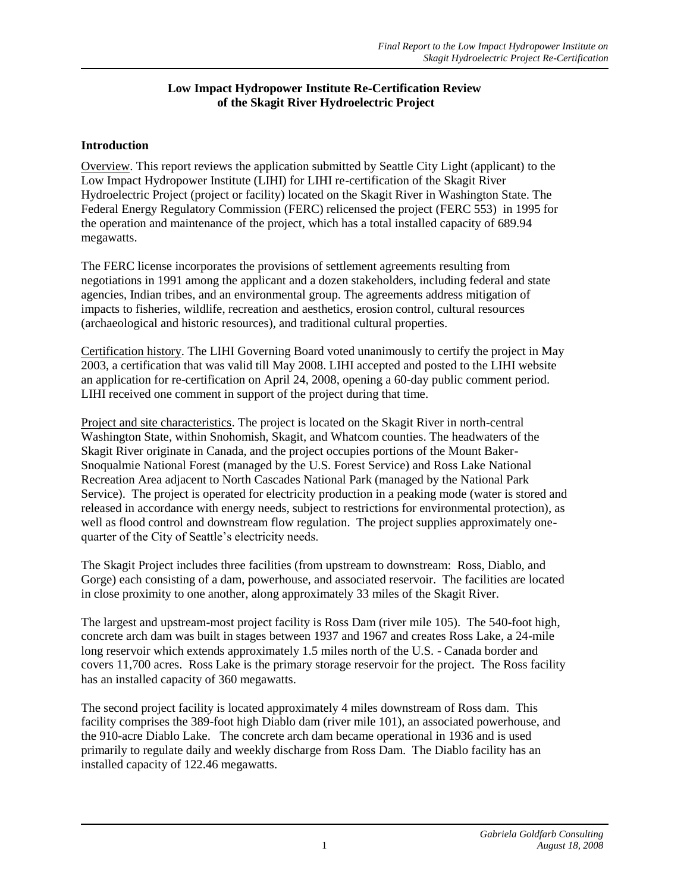**Low Impact Hydropower Institute Re-Certification Review of the Skagit River Hydroelectric Project**

## Introduction

Overview. This report reviews the application submitted by Seattle City Light (applicant) to the Low Impact Hydropower Institute (LIHI) for LIHI re-certification of the Skagit River Hydroelectric Project (project or facility) located on the Skagit River in Washington State. The Federal Energy Regulatory Commission (FERC) relicensed the project (FERC 553) in 1995 for the operation and maintenance of the project, which has a total installed capacity of 689.94 megawatts.

The FERC license incorporates the provisions of settlement agreements resulting from negotiations in 1991 among the applicant and a dozen stakeholders, including federal and state agencies, Indian tribes, and an environmental group. The agreements address mitigation of impacts to fisheries, wildlife, recreation and aesthetics, erosion control, cultural resources (archaeological and historic resources), and traditional cultural properties.

Certification history. The LIHI Governing Board voted unanimously to certify the project in May 2003, a certification that was valid till May 2008. LIHI accepted and posted to the LIHI website an application for re-certification on April 24, 2008, opening a 60-day public comment period. LIHI received one comment in support of the project during that time.

Project and site characteristics. The project is located on the Skagit River in north-central Washington State, within Snohomish, Skagit, and Whatcom counties. The headwaters of the Skagit River originate in Canada, and the project occupies portions of the Mount Baker-Snoqualmie National Forest (managed by the U.S. Forest Service) and Ross Lake National Recreation Area adjacent to North Cascades National Park (managed by the National Park Service). The project is operated for electricity production in a peaking mode (water is stored and released in accordance with energy needs, subject to restrictions for environmental protection), as well as flood control and downstream flow regulation. The project supplies approximately one-quarter of the City of Seattle's electricity needs.

The Skagit Project includes three facilities (from upstream to downstream: Ross, Diablo, and Gorge) each consisting of a dam, powerhouse, and associated reservoir. The facilities are located in close proximity to one another, along approximately 33 miles of the Skagit River.

The largest and upstream-most project facility is Ross Dam (river mile 105). The 540-foot high, concrete arch dam was built in stages between 1937 and 1967 and creates Ross Lake, a 24-mile long reservoir which extends approximately 1.5 miles north of the U.S. - Canada border and covers 11,700 acres. Ross Lake is the primary storage reservoir for the project. The Ross facility has an installed capacity of 360 megawatts.

The second project facility is located approximately 4 miles downstream of Ross dam. This facility comprises the 389-foot high Diablo dam (river mile 101), an associated powerhouse, and the 910-acre Diablo Lake. The concrete arch dam became operational in 1936 and is used primarily to regulate daily and weekly discharge from Ross Dam. The Diablo facility has an installed capacity of 122.46 megawatts.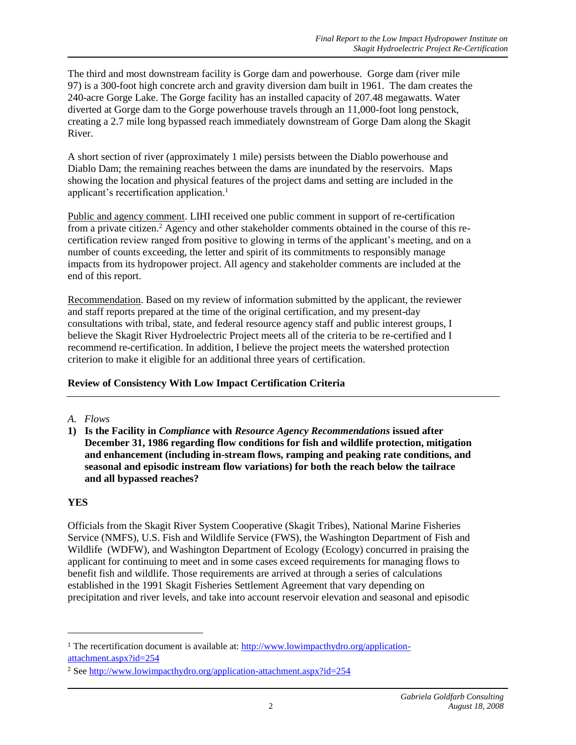The third and most downstream facility is Gorge dam and powerhouse. Gorge dam (river mile 97) is a 300-foot high concrete arch and gravity diversion dam built in 1961. The dam creates the 240-acre Gorge Lake. The Gorge facility has an installed capacity of 207.48 megawatts. Water diverted at Gorge dam to the Gorge powerhouse travels through an 11,000-foot long penstock, creating a 2.7 mile long bypassed reach immediately downstream of Gorge Dam along the Skagit River.

A short section of river (approximately 1 mile) persists between the Diablo powerhouse and Diablo Dam; the remaining reaches between the dams are inundated by the reservoirs. Maps showing the location and physical features of the project dams and setting are included in the applicant's recertification application.[1]

Public and agency comment. LIHI received one public comment in support of re-certification from a private citizen.[2] Agency and other stakeholder comments obtained in the course of this re-certification review ranged from positive to glowing in terms of the applicant's meeting, and on a number of counts exceeding, the letter and spirit of its commitments to responsibly manage impacts from its hydropower project. All agency and stakeholder comments are included at the end of this report.

Recommendation. Based on my review of information submitted by the applicant, the reviewer and staff reports prepared at the time of the original certification, and my present-day consultations with tribal, state, and federal resource agency staff and public interest groups, I believe the Skagit River Hydroelectric Project meets all of the criteria to be re-certified and I recommend re-certification. In addition, I believe the project meets the watershed protection criterion to make it eligible for an additional three years of certification.

## Review of Consistency With Low Impact Certification Criteria

*A. Flows*

**1) Is the Facility in *Compliance* with *Resource Agency Recommendations* issued after December 31, 1986 regarding flow conditions for fish and wildlife protection, mitigation and enhancement (including in-stream flows, ramping and peaking rate conditions, and seasonal and episodic instream flow variations) for both the reach below the tailrace and all bypassed reaches?**

**YES**

Officials from the Skagit River System Cooperative (Skagit Tribes), National Marine Fisheries Service (NMFS), U.S. Fish and Wildlife Service (FWS), the Washington Department of Fish and Wildlife (WDFW), and Washington Department of Ecology (Ecology) concurred in praising the applicant for continuing to meet and in some cases exceed requirements for managing flows to benefit fish and wildlife. Those requirements are arrived at through a series of calculations established in the 1991 Skagit Fisheries Settlement Agreement that vary depending on precipitation and river levels, and take into account reservoir elevation and seasonal and episodic

---

[1] The recertification document is available at: http://www.lowimpacthydro.org/application-attachment.aspx?id=254

[2] See http://www.lowimpacthydro.org/application-attachment.aspx?id=254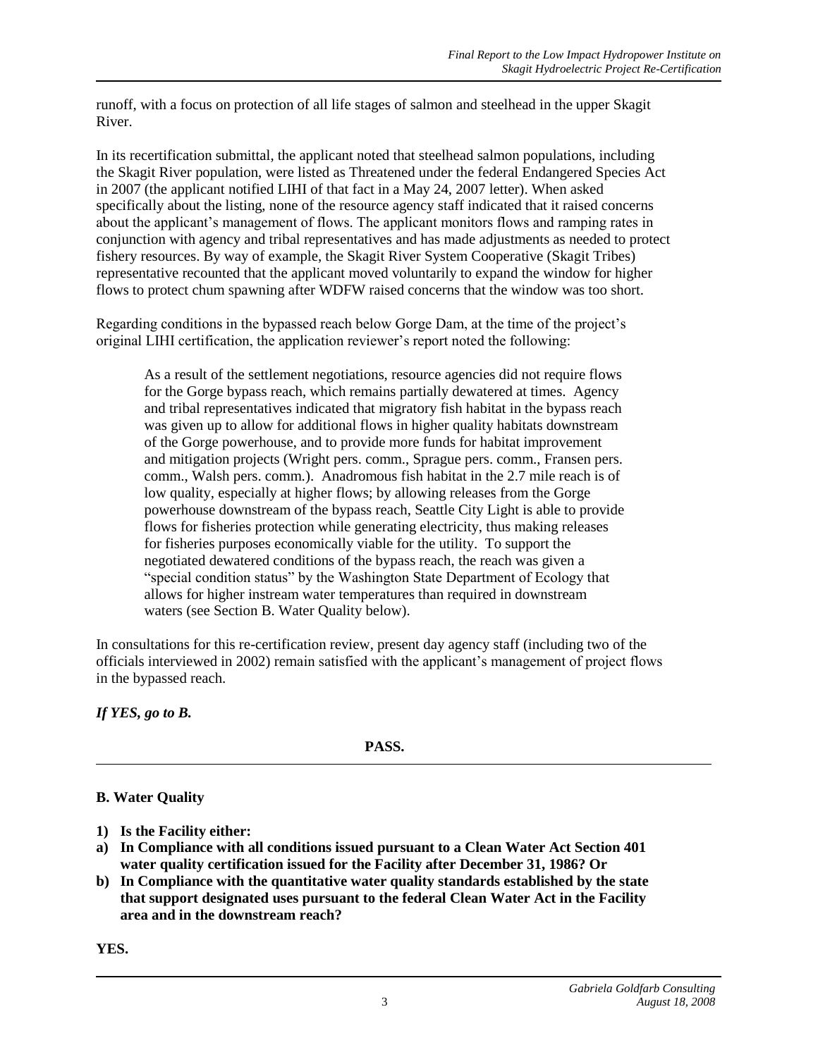runoff, with a focus on protection of all life stages of salmon and steelhead in the upper Skagit River.

In its recertification submittal, the applicant noted that steelhead salmon populations, including the Skagit River population, were listed as Threatened under the federal Endangered Species Act in 2007 (the applicant notified LIHI of that fact in a May 24, 2007 letter). When asked specifically about the listing, none of the resource agency staff indicated that it raised concerns about the applicant's management of flows. The applicant monitors flows and ramping rates in conjunction with agency and tribal representatives and has made adjustments as needed to protect fishery resources. By way of example, the Skagit River System Cooperative (Skagit Tribes) representative recounted that the applicant moved voluntarily to expand the window for higher flows to protect chum spawning after WDFW raised concerns that the window was too short.

Regarding conditions in the bypassed reach below Gorge Dam, at the time of the project's original LIHI certification, the application reviewer's report noted the following:

> As a result of the settlement negotiations, resource agencies did not require flows for the Gorge bypass reach, which remains partially dewatered at times. Agency and tribal representatives indicated that migratory fish habitat in the bypass reach was given up to allow for additional flows in higher quality habitats downstream of the Gorge powerhouse, and to provide more funds for habitat improvement and mitigation projects (Wright pers. comm., Sprague pers. comm., Fransen pers. comm., Walsh pers. comm.). Anadromous fish habitat in the 2.7 mile reach is of low quality, especially at higher flows; by allowing releases from the Gorge powerhouse downstream of the bypass reach, Seattle City Light is able to provide flows for fisheries protection while generating electricity, thus making releases for fisheries purposes economically viable for the utility. To support the negotiated dewatered conditions of the bypass reach, the reach was given a "special condition status" by the Washington State Department of Ecology that allows for higher instream water temperatures than required in downstream waters (see Section B. Water Quality below).

In consultations for this re-certification review, present day agency staff (including two of the officials interviewed in 2002) remain satisfied with the applicant's management of project flows in the bypassed reach.

***If YES, go to B.***

**PASS.**

---

## B. Water Quality

**1) Is the Facility either:**

**a) In Compliance with all conditions issued pursuant to a Clean Water Act Section 401 water quality certification issued for the Facility after December 31, 1986? Or**

**b) In Compliance with the quantitative water quality standards established by the state that support designated uses pursuant to the federal Clean Water Act in the Facility area and in the downstream reach?**

**YES.**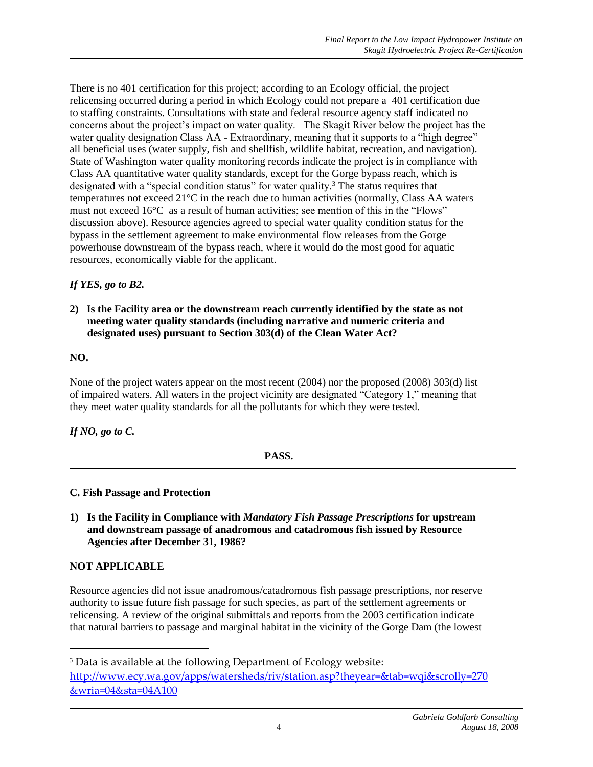There is no 401 certification for this project; according to an Ecology official, the project relicensing occurred during a period in which Ecology could not prepare a 401 certification due to staffing constraints. Consultations with state and federal resource agency staff indicated no concerns about the project's impact on water quality. The Skagit River below the project has the water quality designation Class AA - Extraordinary, meaning that it supports to a "high degree" all beneficial uses (water supply, fish and shellfish, wildlife habitat, recreation, and navigation). State of Washington water quality monitoring records indicate the project is in compliance with Class AA quantitative water quality standards, except for the Gorge bypass reach, which is designated with a "special condition status" for water quality.[3] The status requires that temperatures not exceed 21°C in the reach due to human activities (normally, Class AA waters must not exceed 16°C as a result of human activities; see mention of this in the "Flows" discussion above). Resource agencies agreed to special water quality condition status for the bypass in the settlement agreement to make environmental flow releases from the Gorge powerhouse downstream of the bypass reach, where it would do the most good for aquatic resources, economically viable for the applicant.

***If YES, go to B2.***

**2) Is the Facility area or the downstream reach currently identified by the state as not meeting water quality standards (including narrative and numeric criteria and designated uses) pursuant to Section 303(d) of the Clean Water Act?**

**NO.**

None of the project waters appear on the most recent (2004) nor the proposed (2008) 303(d) list of impaired waters. All waters in the project vicinity are designated "Category 1," meaning that they meet water quality standards for all the pollutants for which they were tested.

***If NO, go to C.***

**PASS.**

---

### C. Fish Passage and Protection

**1) Is the Facility in Compliance with *Mandatory Fish Passage Prescriptions* for upstream and downstream passage of anadromous and catadromous fish issued by Resource Agencies after December 31, 1986?**

**NOT APPLICABLE**

Resource agencies did not issue anadromous/catadromous fish passage prescriptions, nor reserve authority to issue future fish passage for such species, as part of the settlement agreements or relicensing. A review of the original submittals and reports from the 2003 certification indicate that natural barriers to passage and marginal habitat in the vicinity of the Gorge Dam (the lowest

---

[3] Data is available at the following Department of Ecology website: http://www.ecy.wa.gov/apps/watersheds/riv/station.asp?theyear=&tab=wqi&scrolly=270&wria=04&sta=04A100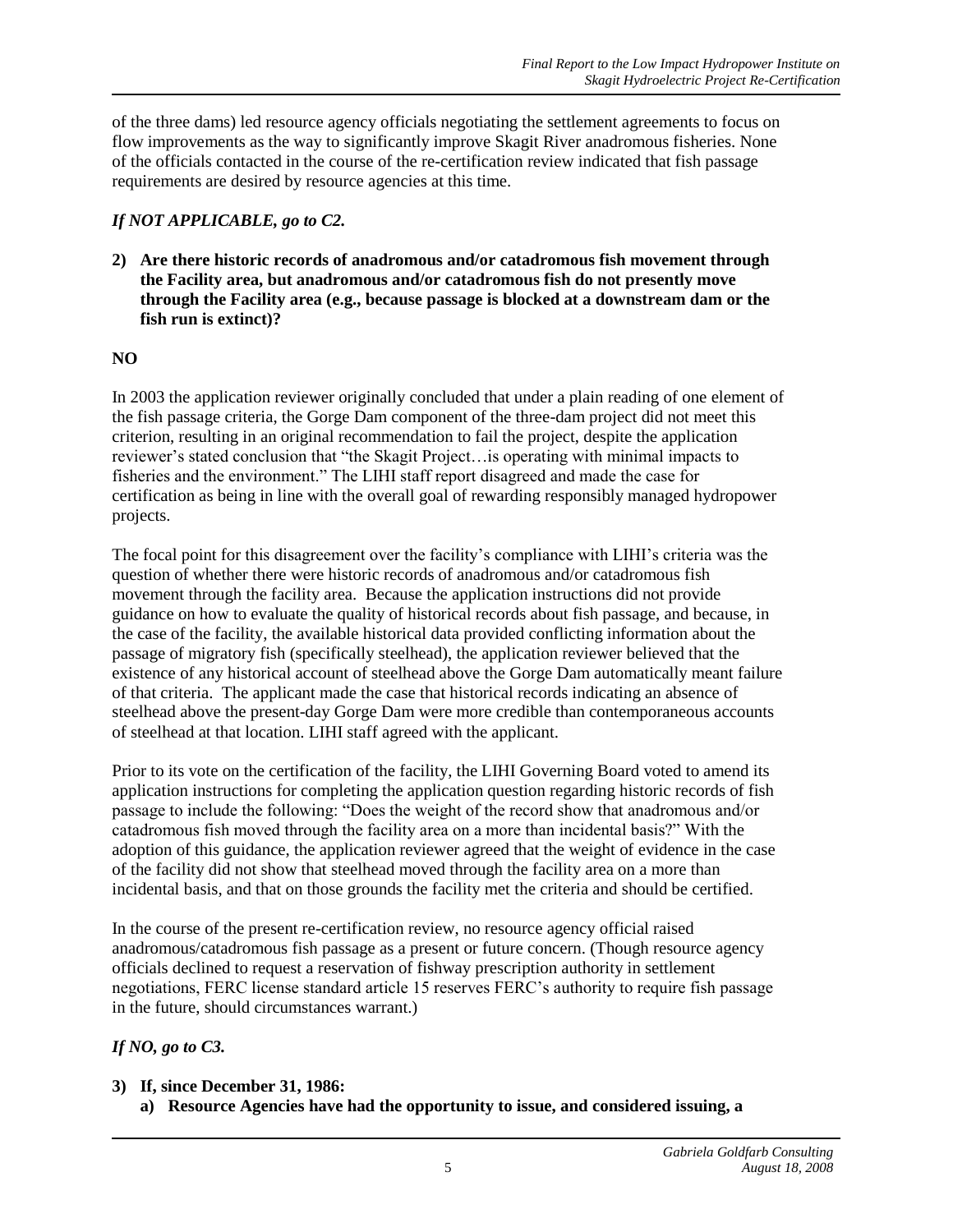of the three dams) led resource agency officials negotiating the settlement agreements to focus on flow improvements as the way to significantly improve Skagit River anadromous fisheries. None of the officials contacted in the course of the re-certification review indicated that fish passage requirements are desired by resource agencies at this time.

***If NOT APPLICABLE, go to C2.***

**2) Are there historic records of anadromous and/or catadromous fish movement through the Facility area, but anadromous and/or catadromous fish do not presently move through the Facility area (e.g., because passage is blocked at a downstream dam or the fish run is extinct)?**

**NO**

In 2003 the application reviewer originally concluded that under a plain reading of one element of the fish passage criteria, the Gorge Dam component of the three-dam project did not meet this criterion, resulting in an original recommendation to fail the project, despite the application reviewer's stated conclusion that "the Skagit Project…is operating with minimal impacts to fisheries and the environment." The LIHI staff report disagreed and made the case for certification as being in line with the overall goal of rewarding responsibly managed hydropower projects.

The focal point for this disagreement over the facility's compliance with LIHI's criteria was the question of whether there were historic records of anadromous and/or catadromous fish movement through the facility area. Because the application instructions did not provide guidance on how to evaluate the quality of historical records about fish passage, and because, in the case of the facility, the available historical data provided conflicting information about the passage of migratory fish (specifically steelhead), the application reviewer believed that the existence of any historical account of steelhead above the Gorge Dam automatically meant failure of that criteria. The applicant made the case that historical records indicating an absence of steelhead above the present-day Gorge Dam were more credible than contemporaneous accounts of steelhead at that location. LIHI staff agreed with the applicant.

Prior to its vote on the certification of the facility, the LIHI Governing Board voted to amend its application instructions for completing the application question regarding historic records of fish passage to include the following: "Does the weight of the record show that anadromous and/or catadromous fish moved through the facility area on a more than incidental basis?" With the adoption of this guidance, the application reviewer agreed that the weight of evidence in the case of the facility did not show that steelhead moved through the facility area on a more than incidental basis, and that on those grounds the facility met the criteria and should be certified.

In the course of the present re-certification review, no resource agency official raised anadromous/catadromous fish passage as a present or future concern. (Though resource agency officials declined to request a reservation of fishway prescription authority in settlement negotiations, FERC license standard article 15 reserves FERC's authority to require fish passage in the future, should circumstances warrant.)

***If NO, go to C3.***

**3) If, since December 31, 1986:**

**a) Resource Agencies have had the opportunity to issue, and considered issuing, a**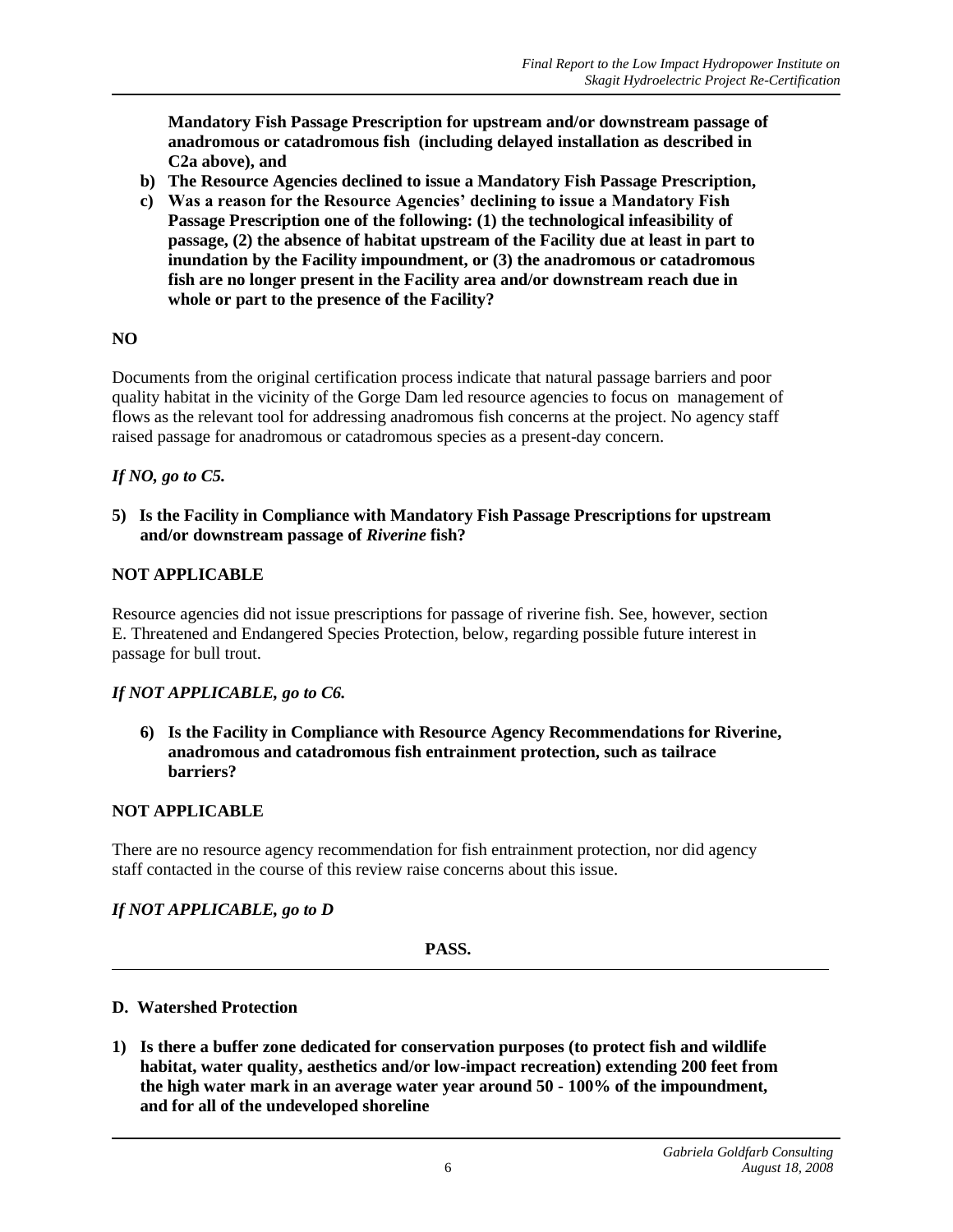**Mandatory Fish Passage Prescription for upstream and/or downstream passage of anadromous or catadromous fish (including delayed installation as described in C2a above), and**

**b) The Resource Agencies declined to issue a Mandatory Fish Passage Prescription,**

**c) Was a reason for the Resource Agencies' declining to issue a Mandatory Fish Passage Prescription one of the following: (1) the technological infeasibility of passage, (2) the absence of habitat upstream of the Facility due at least in part to inundation by the Facility impoundment, or (3) the anadromous or catadromous fish are no longer present in the Facility area and/or downstream reach due in whole or part to the presence of the Facility?**

**NO**

Documents from the original certification process indicate that natural passage barriers and poor quality habitat in the vicinity of the Gorge Dam led resource agencies to focus on management of flows as the relevant tool for addressing anadromous fish concerns at the project. No agency staff raised passage for anadromous or catadromous species as a present-day concern.

***If NO, go to C5.***

**5) Is the Facility in Compliance with Mandatory Fish Passage Prescriptions for upstream and/or downstream passage of *Riverine* fish?**

**NOT APPLICABLE**

Resource agencies did not issue prescriptions for passage of riverine fish. See, however, section E. Threatened and Endangered Species Protection, below, regarding possible future interest in passage for bull trout.

***If NOT APPLICABLE, go to C6.***

**6) Is the Facility in Compliance with Resource Agency Recommendations for Riverine, anadromous and catadromous fish entrainment protection, such as tailrace barriers?**

**NOT APPLICABLE**

There are no resource agency recommendation for fish entrainment protection, nor did agency staff contacted in the course of this review raise concerns about this issue.

***If NOT APPLICABLE, go to D***

**PASS.**

---

**D. Watershed Protection**

**1) Is there a buffer zone dedicated for conservation purposes (to protect fish and wildlife habitat, water quality, aesthetics and/or low-impact recreation) extending 200 feet from the high water mark in an average water year around 50 - 100% of the impoundment, and for all of the undeveloped shoreline**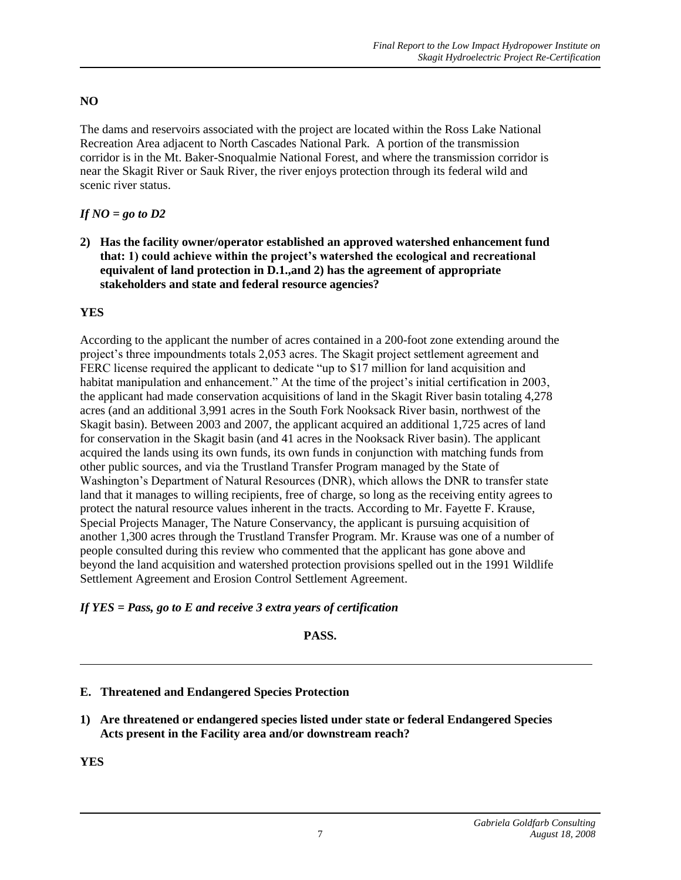**NO**

The dams and reservoirs associated with the project are located within the Ross Lake National Recreation Area adjacent to North Cascades National Park. A portion of the transmission corridor is in the Mt. Baker-Snoqualmie National Forest, and where the transmission corridor is near the Skagit River or Sauk River, the river enjoys protection through its federal wild and scenic river status.

***If NO = go to D2***

**2) Has the facility owner/operator established an approved watershed enhancement fund that: 1) could achieve within the project's watershed the ecological and recreational equivalent of land protection in D.1.,and 2) has the agreement of appropriate stakeholders and state and federal resource agencies?**

**YES**

According to the applicant the number of acres contained in a 200-foot zone extending around the project's three impoundments totals 2,053 acres. The Skagit project settlement agreement and FERC license required the applicant to dedicate "up to $17 million for land acquisition and habitat manipulation and enhancement." At the time of the project's initial certification in 2003, the applicant had made conservation acquisitions of land in the Skagit River basin totaling 4,278 acres (and an additional 3,991 acres in the South Fork Nooksack River basin, northwest of the Skagit basin). Between 2003 and 2007, the applicant acquired an additional 1,725 acres of land for conservation in the Skagit basin (and 41 acres in the Nooksack River basin). The applicant acquired the lands using its own funds, its own funds in conjunction with matching funds from other public sources, and via the Trustland Transfer Program managed by the State of Washington's Department of Natural Resources (DNR), which allows the DNR to transfer state land that it manages to willing recipients, free of charge, so long as the receiving entity agrees to protect the natural resource values inherent in the tracts. According to Mr. Fayette F. Krause, Special Projects Manager, The Nature Conservancy, the applicant is pursuing acquisition of another 1,300 acres through the Trustland Transfer Program. Mr. Krause was one of a number of people consulted during this review who commented that the applicant has gone above and beyond the land acquisition and watershed protection provisions spelled out in the 1991 Wildlife Settlement Agreement and Erosion Control Settlement Agreement.

***If YES = Pass, go to E and receive 3 extra years of certification***

**PASS.**

---

**E. Threatened and Endangered Species Protection**

**1) Are threatened or endangered species listed under state or federal Endangered Species Acts present in the Facility area and/or downstream reach?**

**YES**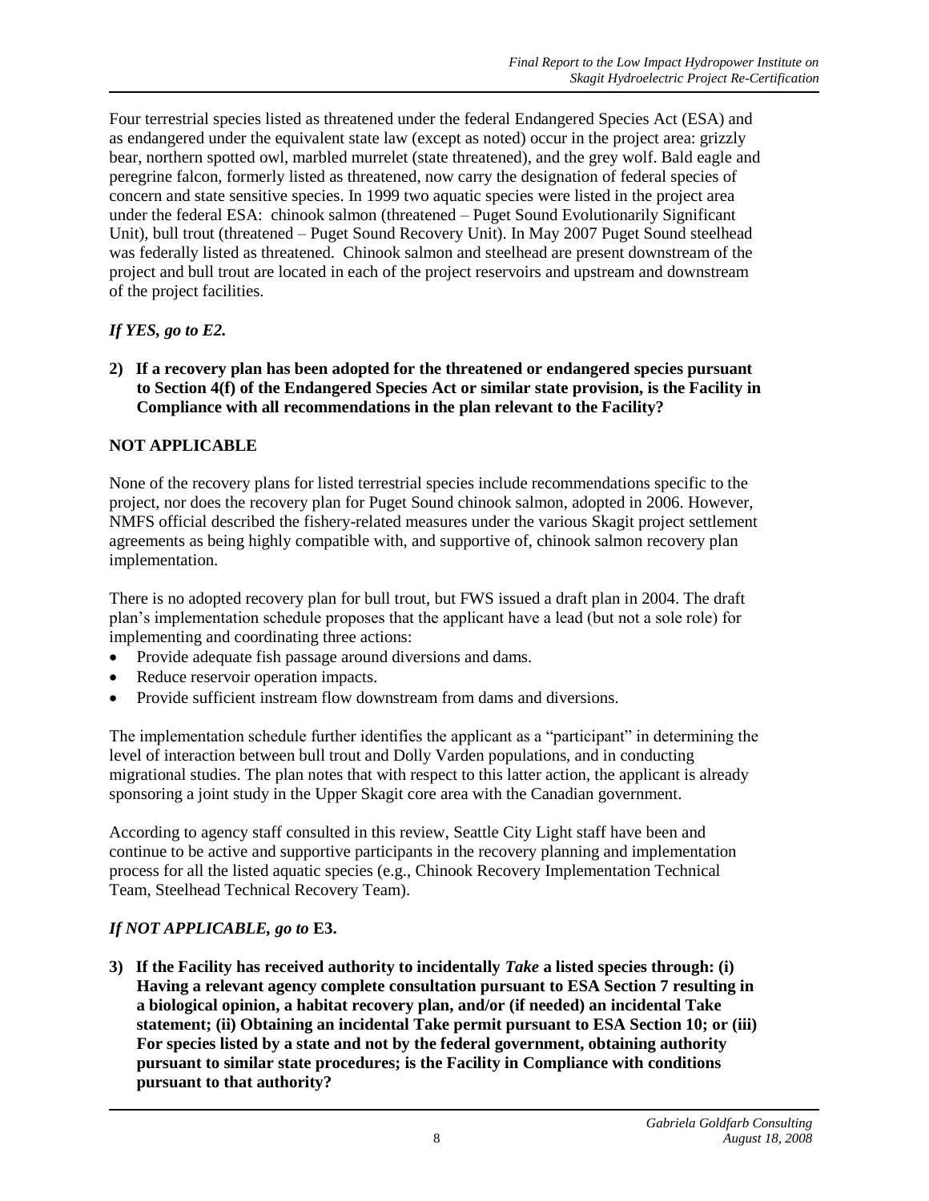Four terrestrial species listed as threatened under the federal Endangered Species Act (ESA) and as endangered under the equivalent state law (except as noted) occur in the project area: grizzly bear, northern spotted owl, marbled murrelet (state threatened), and the grey wolf. Bald eagle and peregrine falcon, formerly listed as threatened, now carry the designation of federal species of concern and state sensitive species. In 1999 two aquatic species were listed in the project area under the federal ESA: chinook salmon (threatened – Puget Sound Evolutionarily Significant Unit), bull trout (threatened – Puget Sound Recovery Unit). In May 2007 Puget Sound steelhead was federally listed as threatened. Chinook salmon and steelhead are present downstream of the project and bull trout are located in each of the project reservoirs and upstream and downstream of the project facilities.

***If YES, go to E2.***

**2) If a recovery plan has been adopted for the threatened or endangered species pursuant to Section 4(f) of the Endangered Species Act or similar state provision, is the Facility in Compliance with all recommendations in the plan relevant to the Facility?**

**NOT APPLICABLE**

None of the recovery plans for listed terrestrial species include recommendations specific to the project, nor does the recovery plan for Puget Sound chinook salmon, adopted in 2006. However, NMFS official described the fishery-related measures under the various Skagit project settlement agreements as being highly compatible with, and supportive of, chinook salmon recovery plan implementation.

There is no adopted recovery plan for bull trout, but FWS issued a draft plan in 2004. The draft plan's implementation schedule proposes that the applicant have a lead (but not a sole role) for implementing and coordinating three actions:

- Provide adequate fish passage around diversions and dams.
- Reduce reservoir operation impacts.
- Provide sufficient instream flow downstream from dams and diversions.

The implementation schedule further identifies the applicant as a "participant" in determining the level of interaction between bull trout and Dolly Varden populations, and in conducting migrational studies. The plan notes that with respect to this latter action, the applicant is already sponsoring a joint study in the Upper Skagit core area with the Canadian government.

According to agency staff consulted in this review, Seattle City Light staff have been and continue to be active and supportive participants in the recovery planning and implementation process for all the listed aquatic species (e.g., Chinook Recovery Implementation Technical Team, Steelhead Technical Recovery Team).

***If NOT APPLICABLE, go to* E3.**

**3) If the Facility has received authority to incidentally *Take* a listed species through: (i) Having a relevant agency complete consultation pursuant to ESA Section 7 resulting in a biological opinion, a habitat recovery plan, and/or (if needed) an incidental Take statement; (ii) Obtaining an incidental Take permit pursuant to ESA Section 10; or (iii) For species listed by a state and not by the federal government, obtaining authority pursuant to similar state procedures; is the Facility in Compliance with conditions pursuant to that authority?**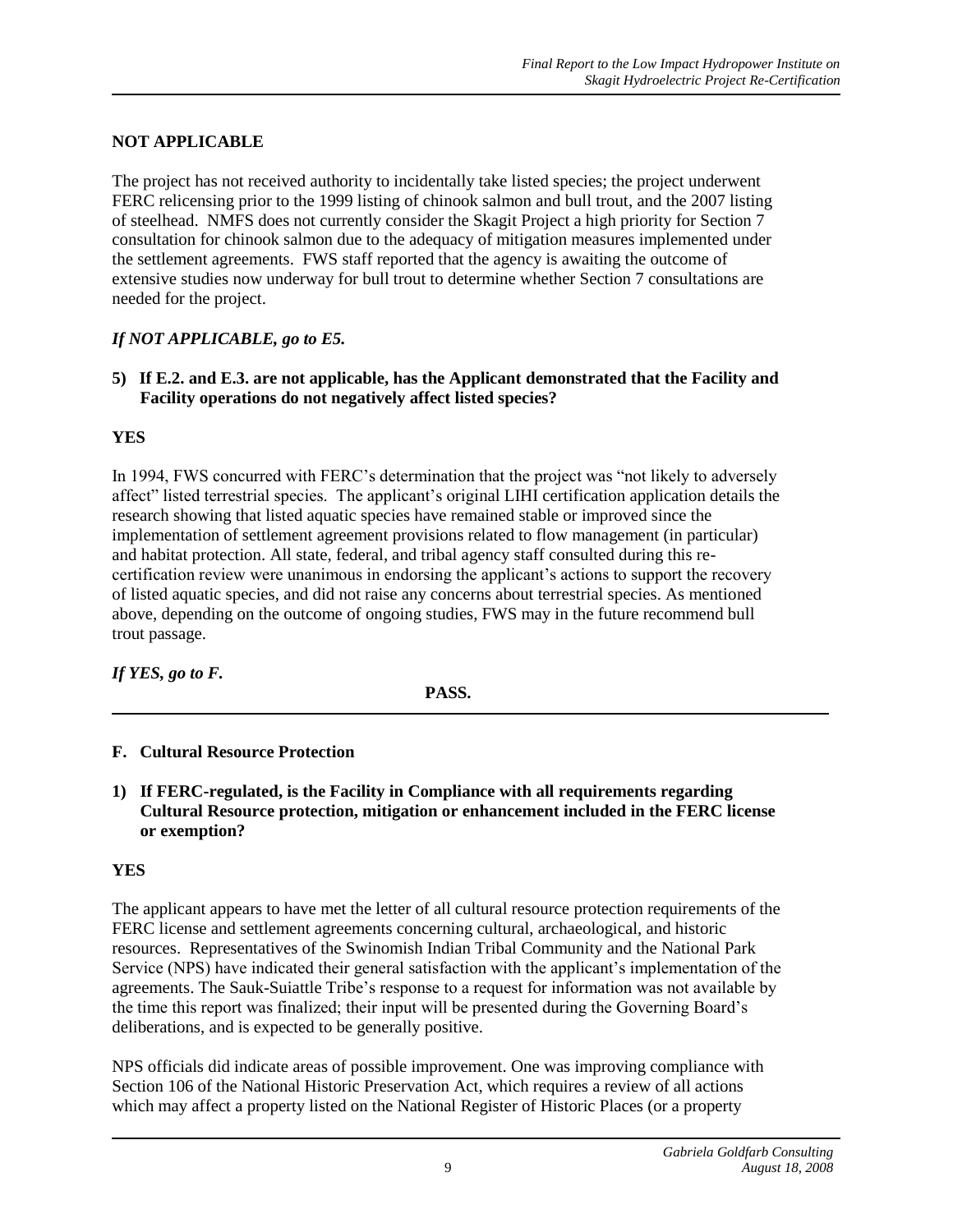**NOT APPLICABLE**

The project has not received authority to incidentally take listed species; the project underwent FERC relicensing prior to the 1999 listing of chinook salmon and bull trout, and the 2007 listing of steelhead. NMFS does not currently consider the Skagit Project a high priority for Section 7 consultation for chinook salmon due to the adequacy of mitigation measures implemented under the settlement agreements. FWS staff reported that the agency is awaiting the outcome of extensive studies now underway for bull trout to determine whether Section 7 consultations are needed for the project.

***If NOT APPLICABLE, go to E5.***

**5) If E.2. and E.3. are not applicable, has the Applicant demonstrated that the Facility and Facility operations do not negatively affect listed species?**

**YES**

In 1994, FWS concurred with FERC's determination that the project was "not likely to adversely affect" listed terrestrial species. The applicant's original LIHI certification application details the research showing that listed aquatic species have remained stable or improved since the implementation of settlement agreement provisions related to flow management (in particular) and habitat protection. All state, federal, and tribal agency staff consulted during this re-certification review were unanimous in endorsing the applicant's actions to support the recovery of listed aquatic species, and did not raise any concerns about terrestrial species. As mentioned above, depending on the outcome of ongoing studies, FWS may in the future recommend bull trout passage.

***If YES, go to F.***

**PASS.**

---

### F. Cultural Resource Protection

**1) If FERC-regulated, is the Facility in Compliance with all requirements regarding Cultural Resource protection, mitigation or enhancement included in the FERC license or exemption?**

**YES**

The applicant appears to have met the letter of all cultural resource protection requirements of the FERC license and settlement agreements concerning cultural, archaeological, and historic resources. Representatives of the Swinomish Indian Tribal Community and the National Park Service (NPS) have indicated their general satisfaction with the applicant's implementation of the agreements. The Sauk-Suiattle Tribe's response to a request for information was not available by the time this report was finalized; their input will be presented during the Governing Board's deliberations, and is expected to be generally positive.

NPS officials did indicate areas of possible improvement. One was improving compliance with Section 106 of the National Historic Preservation Act, which requires a review of all actions which may affect a property listed on the National Register of Historic Places (or a property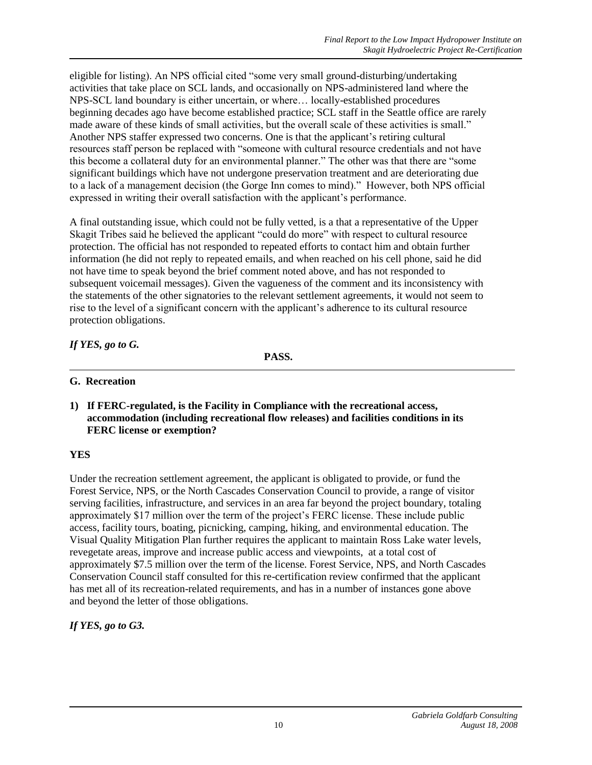eligible for listing). An NPS official cited "some very small ground-disturbing/undertaking activities that take place on SCL lands, and occasionally on NPS-administered land where the NPS-SCL land boundary is either uncertain, or where… locally-established procedures beginning decades ago have become established practice; SCL staff in the Seattle office are rarely made aware of these kinds of small activities, but the overall scale of these activities is small." Another NPS staffer expressed two concerns. One is that the applicant's retiring cultural resources staff person be replaced with "someone with cultural resource credentials and not have this become a collateral duty for an environmental planner." The other was that there are "some significant buildings which have not undergone preservation treatment and are deteriorating due to a lack of a management decision (the Gorge Inn comes to mind)." However, both NPS official expressed in writing their overall satisfaction with the applicant's performance.

A final outstanding issue, which could not be fully vetted, is a that a representative of the Upper Skagit Tribes said he believed the applicant "could do more" with respect to cultural resource protection. The official has not responded to repeated efforts to contact him and obtain further information (he did not reply to repeated emails, and when reached on his cell phone, said he did not have time to speak beyond the brief comment noted above, and has not responded to subsequent voicemail messages). Given the vagueness of the comment and its inconsistency with the statements of the other signatories to the relevant settlement agreements, it would not seem to rise to the level of a significant concern with the applicant's adherence to its cultural resource protection obligations.

***If YES, go to G.***

**PASS.**

---

**G. Recreation**

**1) If FERC-regulated, is the Facility in Compliance with the recreational access, accommodation (including recreational flow releases) and facilities conditions in its FERC license or exemption?**

**YES**

Under the recreation settlement agreement, the applicant is obligated to provide, or fund the Forest Service, NPS, or the North Cascades Conservation Council to provide, a range of visitor serving facilities, infrastructure, and services in an area far beyond the project boundary, totaling approximately $17 million over the term of the project's FERC license. These include public access, facility tours, boating, picnicking, camping, hiking, and environmental education. The Visual Quality Mitigation Plan further requires the applicant to maintain Ross Lake water levels, revegetate areas, improve and increase public access and viewpoints, at a total cost of approximately $7.5 million over the term of the license. Forest Service, NPS, and North Cascades Conservation Council staff consulted for this re-certification review confirmed that the applicant has met all of its recreation-related requirements, and has in a number of instances gone above and beyond the letter of those obligations.

***If YES, go to G3.***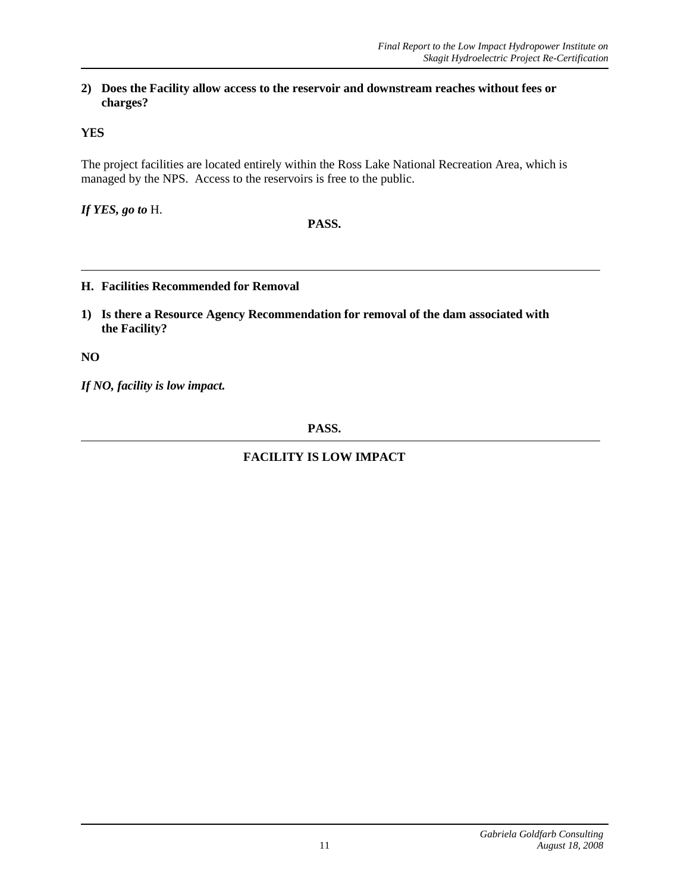**2) Does the Facility allow access to the reservoir and downstream reaches without fees or charges?**

**YES**

The project facilities are located entirely within the Ross Lake National Recreation Area, which is managed by the NPS. Access to the reservoirs is free to the public.

***If YES, go to*** H.

**PASS.**

---

## H. Facilities Recommended for Removal

**1) Is there a Resource Agency Recommendation for removal of the dam associated with the Facility?**

**NO**

***If NO, facility is low impact.***

**PASS.**

---

**FACILITY IS LOW IMPACT**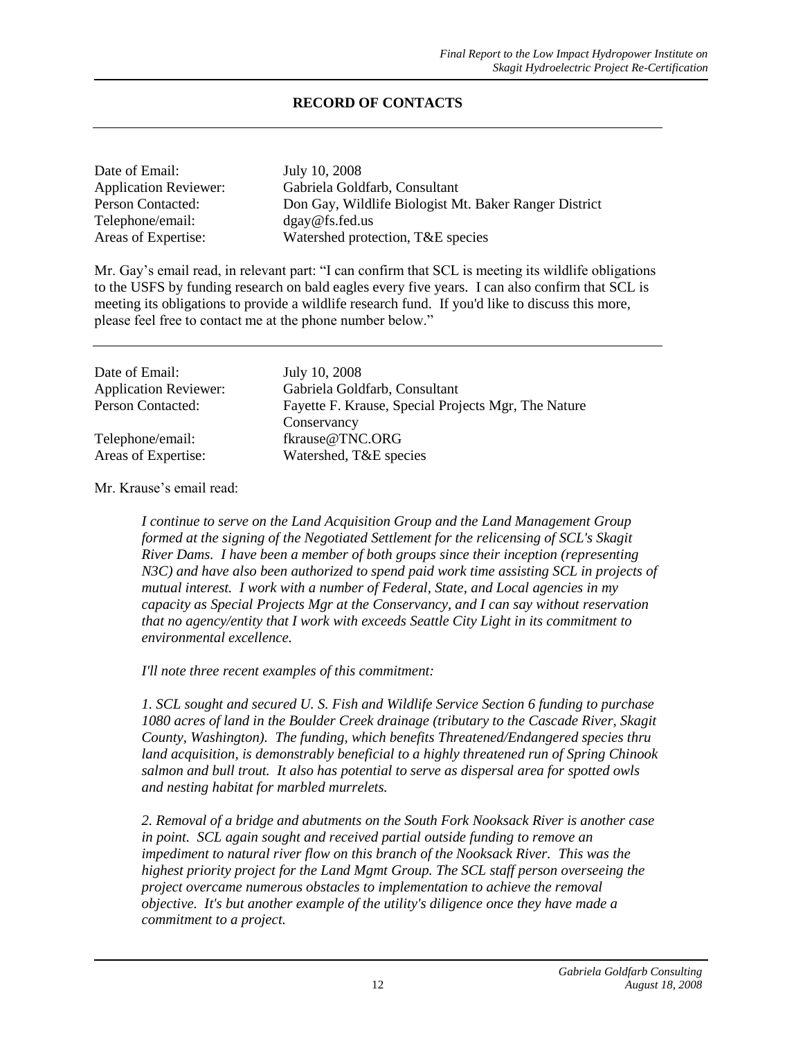## RECORD OF CONTACTS

---

| | |
|---|---|
| Date of Email: | July 10, 2008 |
| Application Reviewer: | Gabriela Goldfarb, Consultant |
| Person Contacted: | Don Gay, Wildlife Biologist Mt. Baker Ranger District |
| Telephone/email: | dgay@fs.fed.us |
| Areas of Expertise: | Watershed protection, T&E species |

Mr. Gay's email read, in relevant part: "I can confirm that SCL is meeting its wildlife obligations to the USFS by funding research on bald eagles every five years. I can also confirm that SCL is meeting its obligations to provide a wildlife research fund. If you'd like to discuss this more, please feel free to contact me at the phone number below."

---

| | |
|---|---|
| Date of Email: | July 10, 2008 |
| Application Reviewer: | Gabriela Goldfarb, Consultant |
| Person Contacted: | Fayette F. Krause, Special Projects Mgr, The Nature Conservancy |
| Telephone/email: | fkrause@TNC.ORG |
| Areas of Expertise: | Watershed, T&E species |

Mr. Krause's email read:

> *I continue to serve on the Land Acquisition Group and the Land Management Group formed at the signing of the Negotiated Settlement for the relicensing of SCL's Skagit River Dams. I have been a member of both groups since their inception (representing N3C) and have also been authorized to spend paid work time assisting SCL in projects of mutual interest. I work with a number of Federal, State, and Local agencies in my capacity as Special Projects Mgr at the Conservancy, and I can say without reservation that no agency/entity that I work with exceeds Seattle City Light in its commitment to environmental excellence.*
>
> *I'll note three recent examples of this commitment:*
>
> *1. SCL sought and secured U. S. Fish and Wildlife Service Section 6 funding to purchase 1080 acres of land in the Boulder Creek drainage (tributary to the Cascade River, Skagit County, Washington). The funding, which benefits Threatened/Endangered species thru land acquisition, is demonstrably beneficial to a highly threatened run of Spring Chinook salmon and bull trout. It also has potential to serve as dispersal area for spotted owls and nesting habitat for marbled murrelets.*
>
> *2. Removal of a bridge and abutments on the South Fork Nooksack River is another case in point. SCL again sought and received partial outside funding to remove an impediment to natural river flow on this branch of the Nooksack River. This was the highest priority project for the Land Mgmt Group. The SCL staff person overseeing the project overcame numerous obstacles to implementation to achieve the removal objective. It's but another example of the utility's diligence once they have made a commitment to a project.*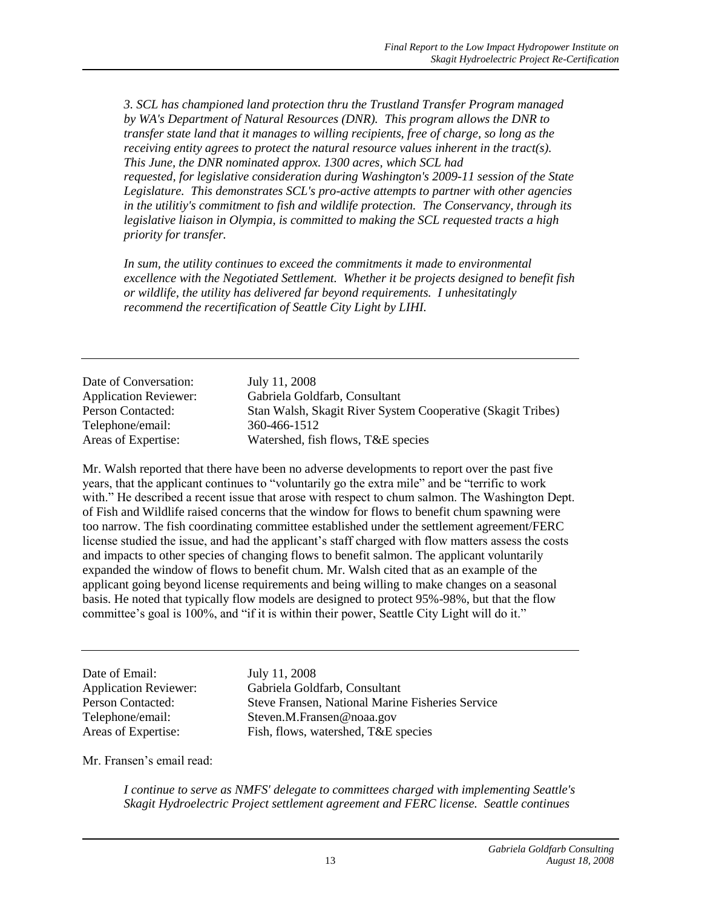*3. SCL has championed land protection thru the Trustland Transfer Program managed by WA's Department of Natural Resources (DNR). This program allows the DNR to transfer state land that it manages to willing recipients, free of charge, so long as the receiving entity agrees to protect the natural resource values inherent in the tract(s). This June, the DNR nominated approx. 1300 acres, which SCL had requested, for legislative consideration during Washington's 2009-11 session of the State Legislature. This demonstrates SCL's pro-active attempts to partner with other agencies in the utilitiy's commitment to fish and wildlife protection. The Conservancy, through its legislative liaison in Olympia, is committed to making the SCL requested tracts a high priority for transfer.*

*In sum, the utility continues to exceed the commitments it made to environmental excellence with the Negotiated Settlement. Whether it be projects designed to benefit fish or wildlife, the utility has delivered far beyond requirements. I unhesitatingly recommend the recertification of Seattle City Light by LIHI.*

---

Date of Conversation: July 11, 2008
Application Reviewer: Gabriela Goldfarb, Consultant
Person Contacted: Stan Walsh, Skagit River System Cooperative (Skagit Tribes)
Telephone/email: 360-466-1512
Areas of Expertise: Watershed, fish flows, T&E species

Mr. Walsh reported that there have been no adverse developments to report over the past five years, that the applicant continues to "voluntarily go the extra mile" and be "terrific to work with." He described a recent issue that arose with respect to chum salmon. The Washington Dept. of Fish and Wildlife raised concerns that the window for flows to benefit chum spawning were too narrow. The fish coordinating committee established under the settlement agreement/FERC license studied the issue, and had the applicant's staff charged with flow matters assess the costs and impacts to other species of changing flows to benefit salmon. The applicant voluntarily expanded the window of flows to benefit chum. Mr. Walsh cited that as an example of the applicant going beyond license requirements and being willing to make changes on a seasonal basis. He noted that typically flow models are designed to protect 95%-98%, but that the flow committee's goal is 100%, and "if it is within their power, Seattle City Light will do it."

---

Date of Email: July 11, 2008
Application Reviewer: Gabriela Goldfarb, Consultant
Person Contacted: Steve Fransen, National Marine Fisheries Service
Telephone/email: Steven.M.Fransen@noaa.gov
Areas of Expertise: Fish, flows, watershed, T&E species

Mr. Fransen's email read:

*I continue to serve as NMFS' delegate to committees charged with implementing Seattle's Skagit Hydroelectric Project settlement agreement and FERC license. Seattle continues*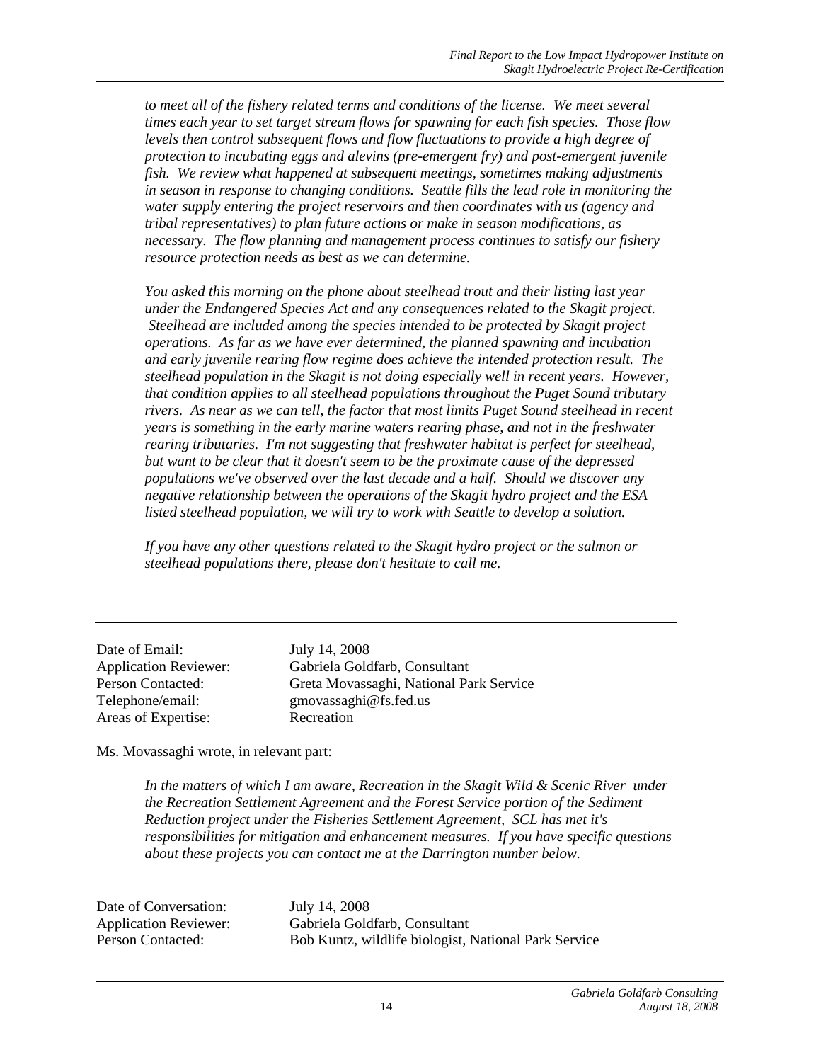*to meet all of the fishery related terms and conditions of the license. We meet several times each year to set target stream flows for spawning for each fish species. Those flow levels then control subsequent flows and flow fluctuations to provide a high degree of protection to incubating eggs and alevins (pre-emergent fry) and post-emergent juvenile fish. We review what happened at subsequent meetings, sometimes making adjustments in season in response to changing conditions. Seattle fills the lead role in monitoring the water supply entering the project reservoirs and then coordinates with us (agency and tribal representatives) to plan future actions or make in season modifications, as necessary. The flow planning and management process continues to satisfy our fishery resource protection needs as best as we can determine.*

*You asked this morning on the phone about steelhead trout and their listing last year under the Endangered Species Act and any consequences related to the Skagit project. Steelhead are included among the species intended to be protected by Skagit project operations. As far as we have ever determined, the planned spawning and incubation and early juvenile rearing flow regime does achieve the intended protection result. The steelhead population in the Skagit is not doing especially well in recent years. However, that condition applies to all steelhead populations throughout the Puget Sound tributary rivers. As near as we can tell, the factor that most limits Puget Sound steelhead in recent years is something in the early marine waters rearing phase, and not in the freshwater rearing tributaries. I'm not suggesting that freshwater habitat is perfect for steelhead, but want to be clear that it doesn't seem to be the proximate cause of the depressed populations we've observed over the last decade and a half. Should we discover any negative relationship between the operations of the Skagit hydro project and the ESA listed steelhead population, we will try to work with Seattle to develop a solution.*

*If you have any other questions related to the Skagit hydro project or the salmon or steelhead populations there, please don't hesitate to call me.*

---

Date of Email: July 14, 2008
Application Reviewer: Gabriela Goldfarb, Consultant
Person Contacted: Greta Movassaghi, National Park Service
Telephone/email: gmovassaghi@fs.fed.us
Areas of Expertise: Recreation

Ms. Movassaghi wrote, in relevant part:

*In the matters of which I am aware, Recreation in the Skagit Wild & Scenic River under the Recreation Settlement Agreement and the Forest Service portion of the Sediment Reduction project under the Fisheries Settlement Agreement, SCL has met it's responsibilities for mitigation and enhancement measures. If you have specific questions about these projects you can contact me at the Darrington number below.*

---

Date of Conversation: July 14, 2008
Application Reviewer: Gabriela Goldfarb, Consultant
Person Contacted: Bob Kuntz, wildlife biologist, National Park Service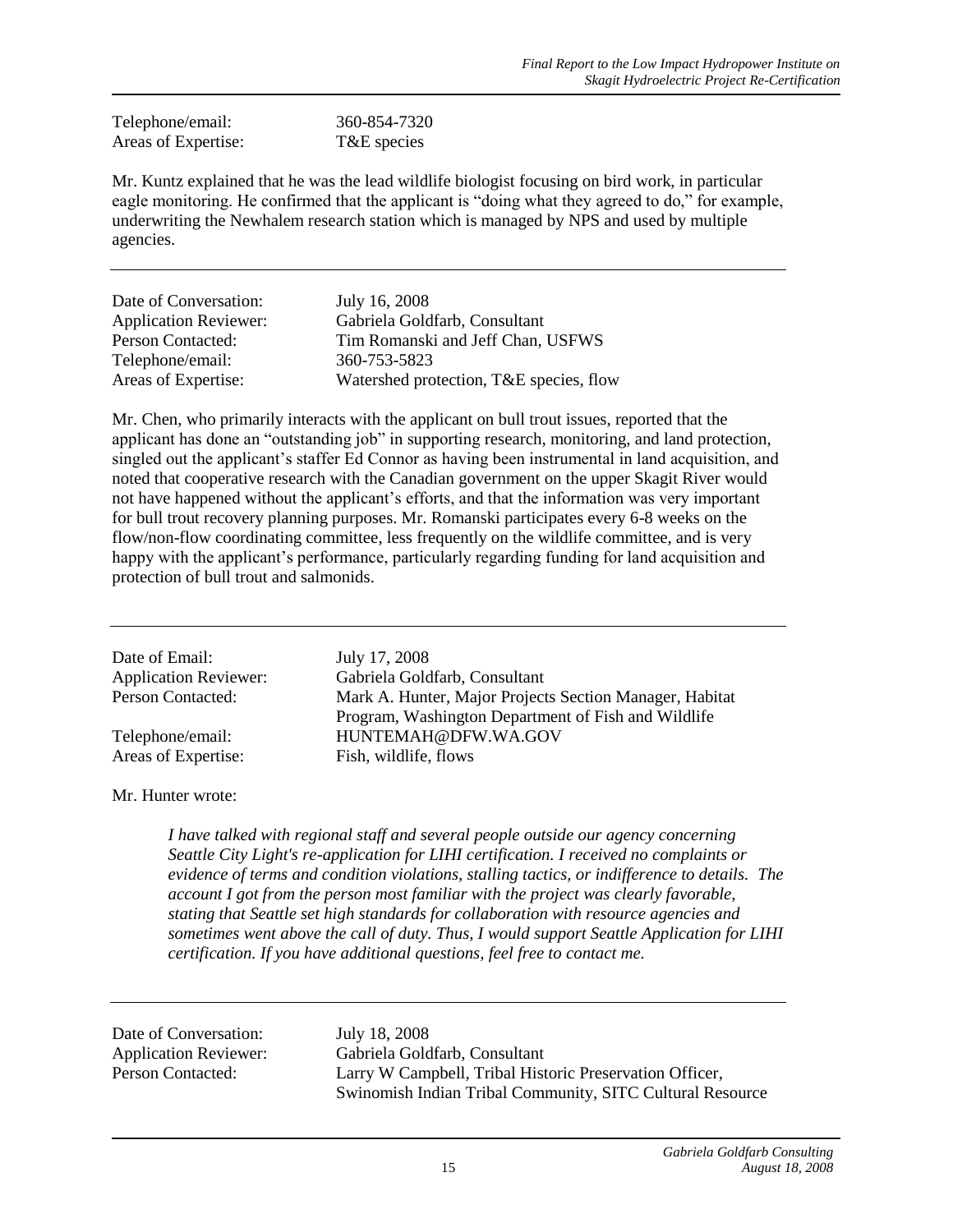| | |
|---|---|
| Telephone/email: | 360-854-7320 |
| Areas of Expertise: | T&E species |

Mr. Kuntz explained that he was the lead wildlife biologist focusing on bird work, in particular eagle monitoring. He confirmed that the applicant is "doing what they agreed to do," for example, underwriting the Newhalem research station which is managed by NPS and used by multiple agencies.

---

| | |
|---|---|
| Date of Conversation: | July 16, 2008 |
| Application Reviewer: | Gabriela Goldfarb, Consultant |
| Person Contacted: | Tim Romanski and Jeff Chan, USFWS |
| Telephone/email: | 360-753-5823 |
| Areas of Expertise: | Watershed protection, T&E species, flow |

Mr. Chen, who primarily interacts with the applicant on bull trout issues, reported that the applicant has done an "outstanding job" in supporting research, monitoring, and land protection, singled out the applicant's staffer Ed Connor as having been instrumental in land acquisition, and noted that cooperative research with the Canadian government on the upper Skagit River would not have happened without the applicant's efforts, and that the information was very important for bull trout recovery planning purposes. Mr. Romanski participates every 6-8 weeks on the flow/non-flow coordinating committee, less frequently on the wildlife committee, and is very happy with the applicant's performance, particularly regarding funding for land acquisition and protection of bull trout and salmonids.

---

| | |
|---|---|
| Date of Email: | July 17, 2008 |
| Application Reviewer: | Gabriela Goldfarb, Consultant |
| Person Contacted: | Mark A. Hunter, Major Projects Section Manager, Habitat Program, Washington Department of Fish and Wildlife |
| Telephone/email: | HUNTEMAH@DFW.WA.GOV |
| Areas of Expertise: | Fish, wildlife, flows |

Mr. Hunter wrote:

> *I have talked with regional staff and several people outside our agency concerning Seattle City Light's re-application for LIHI certification. I received no complaints or evidence of terms and condition violations, stalling tactics, or indifference to details. The account I got from the person most familiar with the project was clearly favorable, stating that Seattle set high standards for collaboration with resource agencies and sometimes went above the call of duty. Thus, I would support Seattle Application for LIHI certification. If you have additional questions, feel free to contact me.*

---

| | |
|---|---|
| Date of Conversation: | July 18, 2008 |
| Application Reviewer: | Gabriela Goldfarb, Consultant |
| Person Contacted: | Larry W Campbell, Tribal Historic Preservation Officer, Swinomish Indian Tribal Community, SITC Cultural Resource |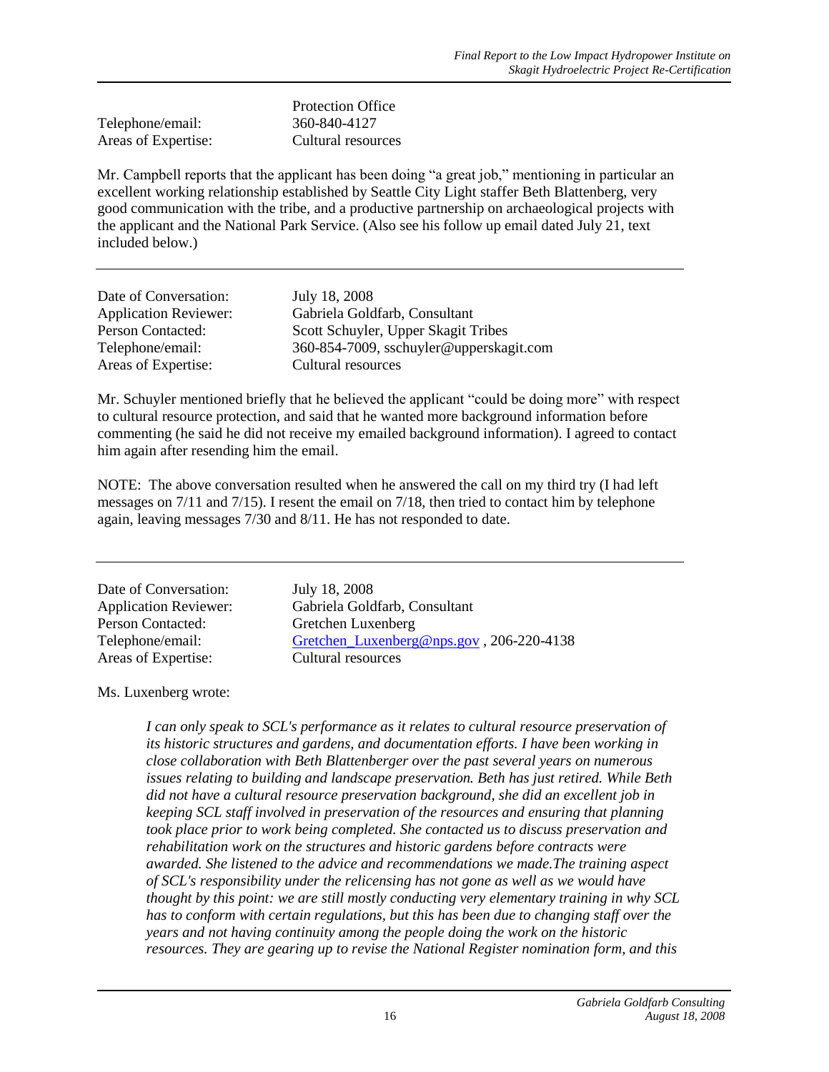| | |
|---|---|
| | Protection Office |
| Telephone/email: | 360-840-4127 |
| Areas of Expertise: | Cultural resources |

Mr. Campbell reports that the applicant has been doing "a great job," mentioning in particular an excellent working relationship established by Seattle City Light staffer Beth Blattenberg, very good communication with the tribe, and a productive partnership on archaeological projects with the applicant and the National Park Service. (Also see his follow up email dated July 21, text included below.)

---

| | |
|---|---|
| Date of Conversation: | July 18, 2008 |
| Application Reviewer: | Gabriela Goldfarb, Consultant |
| Person Contacted: | Scott Schuyler, Upper Skagit Tribes |
| Telephone/email: | 360-854-7009, sschuyler@upperskagit.com |
| Areas of Expertise: | Cultural resources |

Mr. Schuyler mentioned briefly that he believed the applicant "could be doing more" with respect to cultural resource protection, and said that he wanted more background information before commenting (he said he did not receive my emailed background information). I agreed to contact him again after resending him the email.

NOTE: The above conversation resulted when he answered the call on my third try (I had left messages on 7/11 and 7/15). I resent the email on 7/18, then tried to contact him by telephone again, leaving messages 7/30 and 8/11. He has not responded to date.

---

| | |
|---|---|
| Date of Conversation: | July 18, 2008 |
| Application Reviewer: | Gabriela Goldfarb, Consultant |
| Person Contacted: | Gretchen Luxenberg |
| Telephone/email: | Gretchen_Luxenberg@nps.gov , 206-220-4138 |
| Areas of Expertise: | Cultural resources |

Ms. Luxenberg wrote:

> *I can only speak to SCL's performance as it relates to cultural resource preservation of its historic structures and gardens, and documentation efforts. I have been working in close collaboration with Beth Blattenberger over the past several years on numerous issues relating to building and landscape preservation. Beth has just retired. While Beth did not have a cultural resource preservation background, she did an excellent job in keeping SCL staff involved in preservation of the resources and ensuring that planning took place prior to work being completed. She contacted us to discuss preservation and rehabilitation work on the structures and historic gardens before contracts were awarded. She listened to the advice and recommendations we made.The training aspect of SCL's responsibility under the relicensing has not gone as well as we would have thought by this point: we are still mostly conducting very elementary training in why SCL has to conform with certain regulations, but this has been due to changing staff over the years and not having continuity among the people doing the work on the historic resources. They are gearing up to revise the National Register nomination form, and this*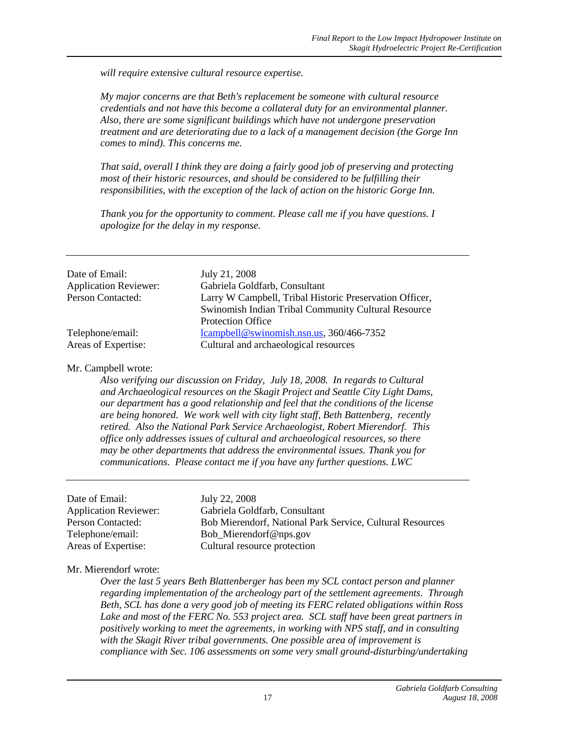*will require extensive cultural resource expertise.*

*My major concerns are that Beth's replacement be someone with cultural resource credentials and not have this become a collateral duty for an environmental planner. Also, there are some significant buildings which have not undergone preservation treatment and are deteriorating due to a lack of a management decision (the Gorge Inn comes to mind). This concerns me.*

*That said, overall I think they are doing a fairly good job of preserving and protecting most of their historic resources, and should be considered to be fulfilling their responsibilities, with the exception of the lack of action on the historic Gorge Inn.*

*Thank you for the opportunity to comment. Please call me if you have questions. I apologize for the delay in my response.*

---

| | |
|---|---|
| Date of Email: | July 21, 2008 |
| Application Reviewer: | Gabriela Goldfarb, Consultant |
| Person Contacted: | Larry W Campbell, Tribal Historic Preservation Officer, Swinomish Indian Tribal Community Cultural Resource Protection Office |
| Telephone/email: | lcampbell@swinomish.nsn.us, 360/466-7352 |
| Areas of Expertise: | Cultural and archaeological resources |

Mr. Campbell wrote:

*Also verifying our discussion on Friday, July 18, 2008. In regards to Cultural and Archaeological resources on the Skagit Project and Seattle City Light Dams, our department has a good relationship and feel that the conditions of the license are being honored. We work well with city light staff, Beth Battenberg, recently retired. Also the National Park Service Archaeologist, Robert Mierendorf. This office only addresses issues of cultural and archaeological resources, so there may be other departments that address the environmental issues. Thank you for communications. Please contact me if you have any further questions. LWC*

---

| | |
|---|---|
| Date of Email: | July 22, 2008 |
| Application Reviewer: | Gabriela Goldfarb, Consultant |
| Person Contacted: | Bob Mierendorf, National Park Service, Cultural Resources |
| Telephone/email: | Bob_Mierendorf@nps.gov |
| Areas of Expertise: | Cultural resource protection |

Mr. Mierendorf wrote:

*Over the last 5 years Beth Blattenberger has been my SCL contact person and planner regarding implementation of the archeology part of the settlement agreements. Through Beth, SCL has done a very good job of meeting its FERC related obligations within Ross Lake and most of the FERC No. 553 project area. SCL staff have been great partners in positively working to meet the agreements, in working with NPS staff, and in consulting with the Skagit River tribal governments. One possible area of improvement is compliance with Sec. 106 assessments on some very small ground-disturbing/undertaking*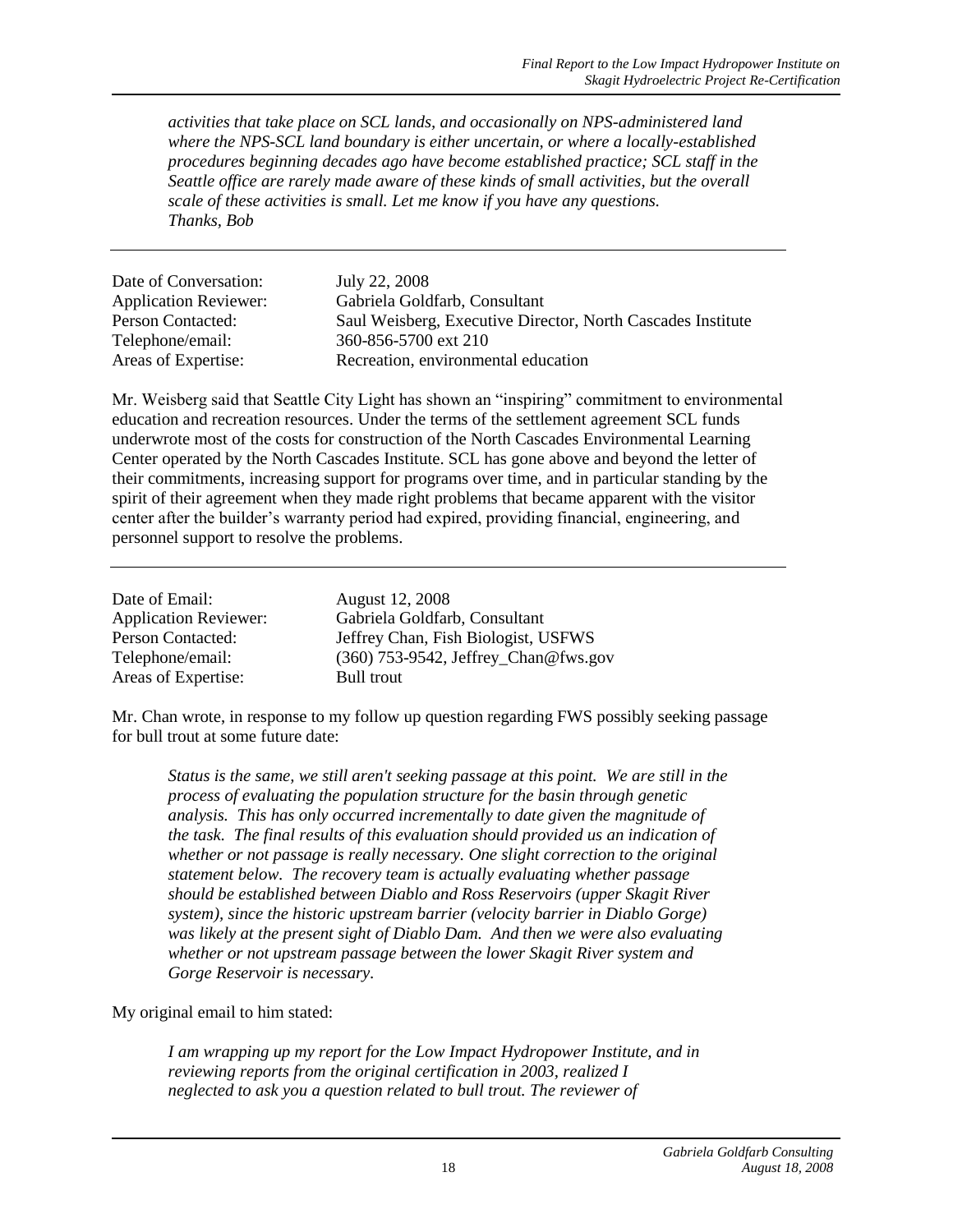*activities that take place on SCL lands, and occasionally on NPS-administered land where the NPS-SCL land boundary is either uncertain, or where a locally-established procedures beginning decades ago have become established practice; SCL staff in the Seattle office are rarely made aware of these kinds of small activities, but the overall scale of these activities is small. Let me know if you have any questions.*
*Thanks, Bob*

---

| | |
|---|---|
| Date of Conversation: | July 22, 2008 |
| Application Reviewer: | Gabriela Goldfarb, Consultant |
| Person Contacted: | Saul Weisberg, Executive Director, North Cascades Institute |
| Telephone/email: | 360-856-5700 ext 210 |
| Areas of Expertise: | Recreation, environmental education |

Mr. Weisberg said that Seattle City Light has shown an "inspiring" commitment to environmental education and recreation resources. Under the terms of the settlement agreement SCL funds underwrote most of the costs for construction of the North Cascades Environmental Learning Center operated by the North Cascades Institute. SCL has gone above and beyond the letter of their commitments, increasing support for programs over time, and in particular standing by the spirit of their agreement when they made right problems that became apparent with the visitor center after the builder's warranty period had expired, providing financial, engineering, and personnel support to resolve the problems.

---

| | |
|---|---|
| Date of Email: | August 12, 2008 |
| Application Reviewer: | Gabriela Goldfarb, Consultant |
| Person Contacted: | Jeffrey Chan, Fish Biologist, USFWS |
| Telephone/email: | (360) 753-9542, Jeffrey_Chan@fws.gov |
| Areas of Expertise: | Bull trout |

Mr. Chan wrote, in response to my follow up question regarding FWS possibly seeking passage for bull trout at some future date:

> *Status is the same, we still aren't seeking passage at this point. We are still in the process of evaluating the population structure for the basin through genetic analysis. This has only occurred incrementally to date given the magnitude of the task. The final results of this evaluation should provided us an indication of whether or not passage is really necessary. One slight correction to the original statement below. The recovery team is actually evaluating whether passage should be established between Diablo and Ross Reservoirs (upper Skagit River system), since the historic upstream barrier (velocity barrier in Diablo Gorge) was likely at the present sight of Diablo Dam. And then we were also evaluating whether or not upstream passage between the lower Skagit River system and Gorge Reservoir is necessary.*

My original email to him stated:

> *I am wrapping up my report for the Low Impact Hydropower Institute, and in reviewing reports from the original certification in 2003, realized I neglected to ask you a question related to bull trout. The reviewer of*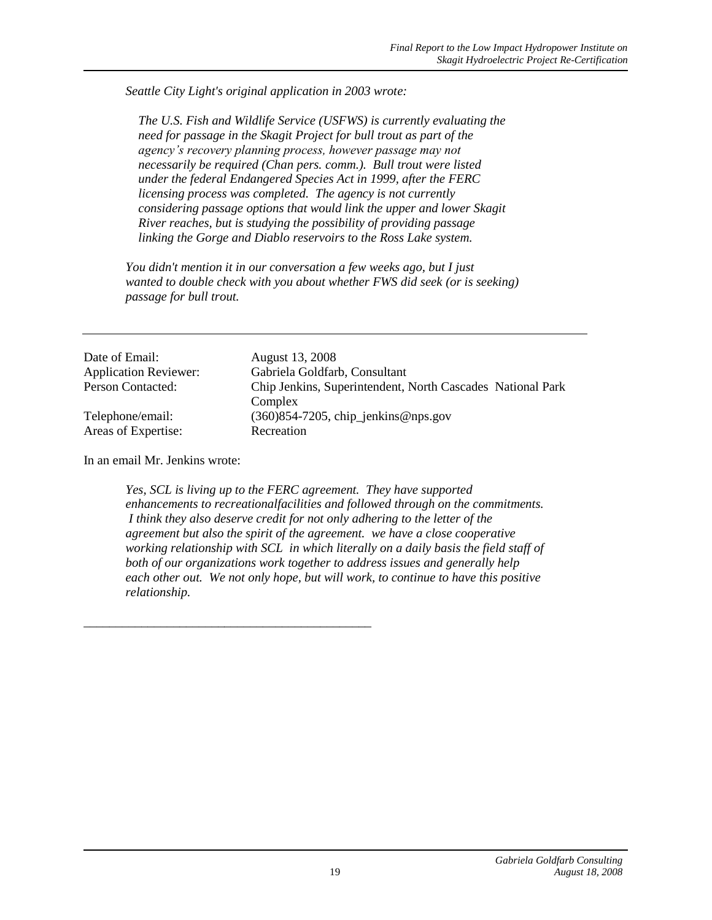*Seattle City Light's original application in 2003 wrote:*

> *The U.S. Fish and Wildlife Service (USFWS) is currently evaluating the need for passage in the Skagit Project for bull trout as part of the agency's recovery planning process, however passage may not necessarily be required (Chan pers. comm.). Bull trout were listed under the federal Endangered Species Act in 1999, after the FERC licensing process was completed. The agency is not currently considering passage options that would link the upper and lower Skagit River reaches, but is studying the possibility of providing passage linking the Gorge and Diablo reservoirs to the Ross Lake system.*

*You didn't mention it in our conversation a few weeks ago, but I just wanted to double check with you about whether FWS did seek (or is seeking) passage for bull trout.*

---

| | |
|---|---|
| Date of Email: | August 13, 2008 |
| Application Reviewer: | Gabriela Goldfarb, Consultant |
| Person Contacted: | Chip Jenkins, Superintendent, North Cascades National Park Complex |
| Telephone/email: | (360)854-7205, chip_jenkins@nps.gov |
| Areas of Expertise: | Recreation |

In an email Mr. Jenkins wrote:

> *Yes, SCL is living up to the FERC agreement. They have supported enhancements to recreationalfacilities and followed through on the commitments. I think they also deserve credit for not only adhering to the letter of the agreement but also the spirit of the agreement. we have a close cooperative working relationship with SCL in which literally on a daily basis the field staff of both of our organizations work together to address issues and generally help each other out. We not only hope, but will work, to continue to have this positive relationship.*

---